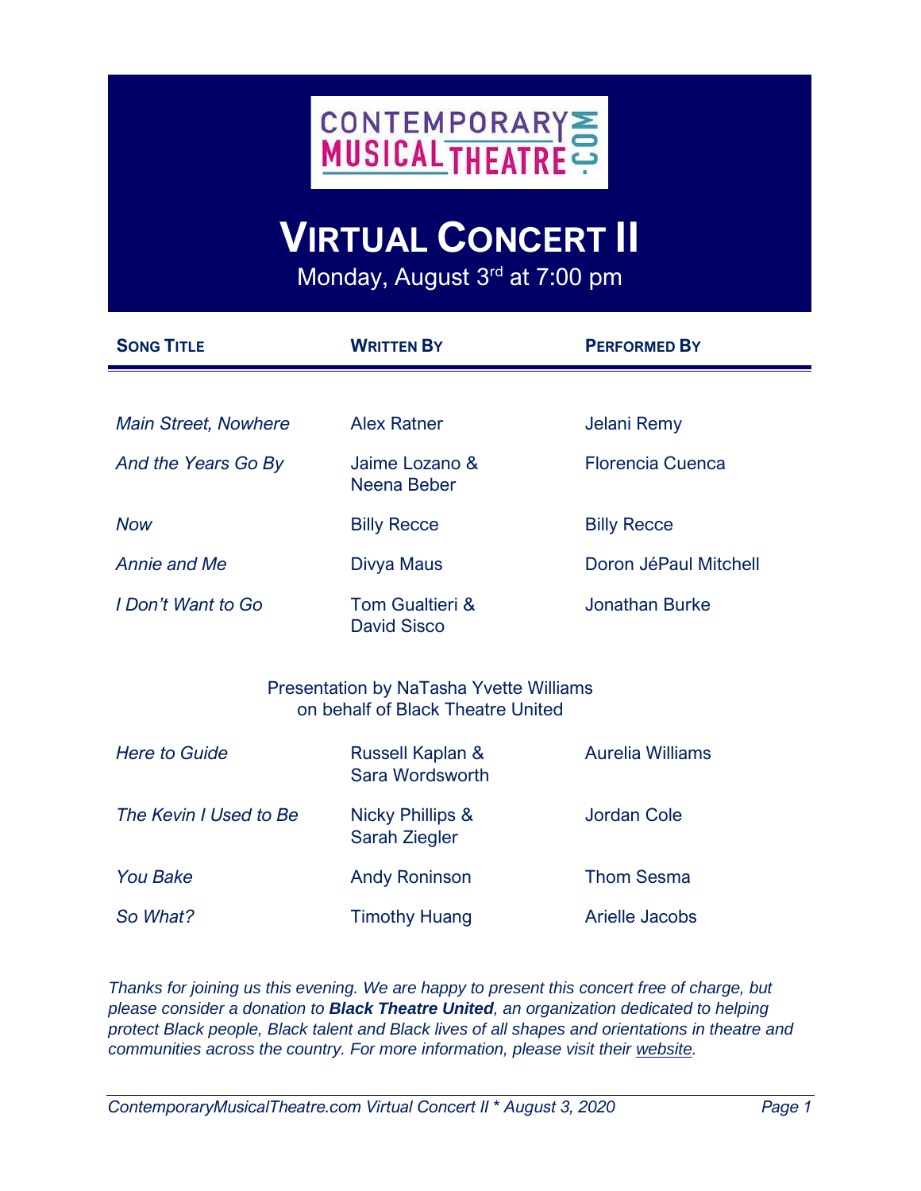CONTEMPORARY MUSICAL THEATRE.COM

# VIRTUAL CONCERT II

Monday, August 3rd at 7:00 pm

| SONG TITLE | WRITTEN BY | PERFORMED BY |
|---|---|---|
| *Main Street, Nowhere* | Alex Ratner | Jelani Remy |
| *And the Years Go By* | Jaime Lozano & Neena Beber | Florencia Cuenca |
| *Now* | Billy Recce | Billy Recce |
| *Annie and Me* | Divya Maus | Doron JéPaul Mitchell |
| *I Don't Want to Go* | Tom Gualtieri & David Sisco | Jonathan Burke |

Presentation by NaTasha Yvette Williams on behalf of Black Theatre United

| SONG TITLE | WRITTEN BY | PERFORMED BY |
|---|---|---|
| *Here to Guide* | Russell Kaplan & Sara Wordsworth | Aurelia Williams |
| *The Kevin I Used to Be* | Nicky Phillips & Sarah Ziegler | Jordan Cole |
| *You Bake* | Andy Roninson | Thom Sesma |
| *So What?* | Timothy Huang | Arielle Jacobs |

*Thanks for joining us this evening. We are happy to present this concert free of charge, but please consider a donation to* ***Black Theatre United****, an organization dedicated to helping protect Black people, Black talent and Black lives of all shapes and orientations in theatre and communities across the country. For more information, please visit their website.*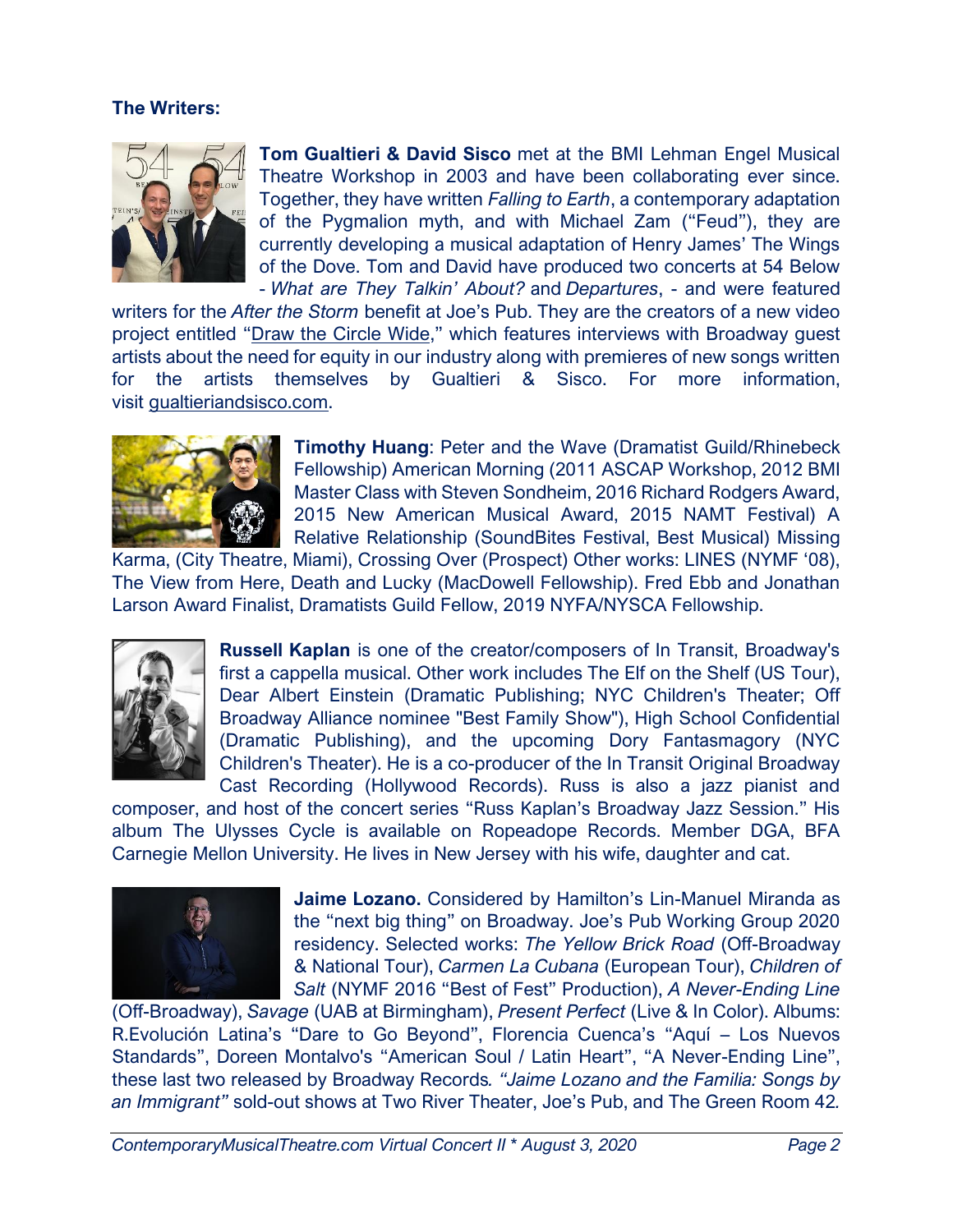**The Writers:**

**Tom Gualtieri & David Sisco** met at the BMI Lehman Engel Musical Theatre Workshop in 2003 and have been collaborating ever since. Together, they have written *Falling to Earth*, a contemporary adaptation of the Pygmalion myth, and with Michael Zam ("Feud"), they are currently developing a musical adaptation of Henry James' The Wings of the Dove. Tom and David have produced two concerts at 54 Below - *What are They Talkin' About?* and *Departures*, - and were featured writers for the *After the Storm* benefit at Joe's Pub. They are the creators of a new video project entitled "Draw the Circle Wide," which features interviews with Broadway guest artists about the need for equity in our industry along with premieres of new songs written for the artists themselves by Gualtieri & Sisco. For more information, visit gualtieriandsisco.com.

**Timothy Huang**: Peter and the Wave (Dramatist Guild/Rhinebeck Fellowship) American Morning (2011 ASCAP Workshop, 2012 BMI Master Class with Steven Sondheim, 2016 Richard Rodgers Award, 2015 New American Musical Award, 2015 NAMT Festival) A Relative Relationship (SoundBites Festival, Best Musical) Missing Karma, (City Theatre, Miami), Crossing Over (Prospect) Other works: LINES (NYMF '08), The View from Here, Death and Lucky (MacDowell Fellowship). Fred Ebb and Jonathan Larson Award Finalist, Dramatists Guild Fellow, 2019 NYFA/NYSCA Fellowship.

**Russell Kaplan** is one of the creator/composers of In Transit, Broadway's first a cappella musical. Other work includes The Elf on the Shelf (US Tour), Dear Albert Einstein (Dramatic Publishing; NYC Children's Theater; Off Broadway Alliance nominee "Best Family Show"), High School Confidential (Dramatic Publishing), and the upcoming Dory Fantasmagory (NYC Children's Theater). He is a co-producer of the In Transit Original Broadway Cast Recording (Hollywood Records). Russ is also a jazz pianist and composer, and host of the concert series "Russ Kaplan's Broadway Jazz Session." His album The Ulysses Cycle is available on Ropeadope Records. Member DGA, BFA Carnegie Mellon University. He lives in New Jersey with his wife, daughter and cat.

**Jaime Lozano.** Considered by Hamilton's Lin-Manuel Miranda as the "next big thing" on Broadway. Joe's Pub Working Group 2020 residency. Selected works: *The Yellow Brick Road* (Off-Broadway & National Tour), *Carmen La Cubana* (European Tour), *Children of Salt* (NYMF 2016 "Best of Fest" Production), *A Never-Ending Line* (Off-Broadway), *Savage* (UAB at Birmingham), *Present Perfect* (Live & In Color). Albums: R.Evolución Latina's "Dare to Go Beyond", Florencia Cuenca's "Aquí – Los Nuevos Standards", Doreen Montalvo's "American Soul / Latin Heart", "A Never-Ending Line", these last two released by Broadway Records*. "Jaime Lozano and the Familia: Songs by an Immigrant"* sold-out shows at Two River Theater, Joe's Pub, and The Green Room 42.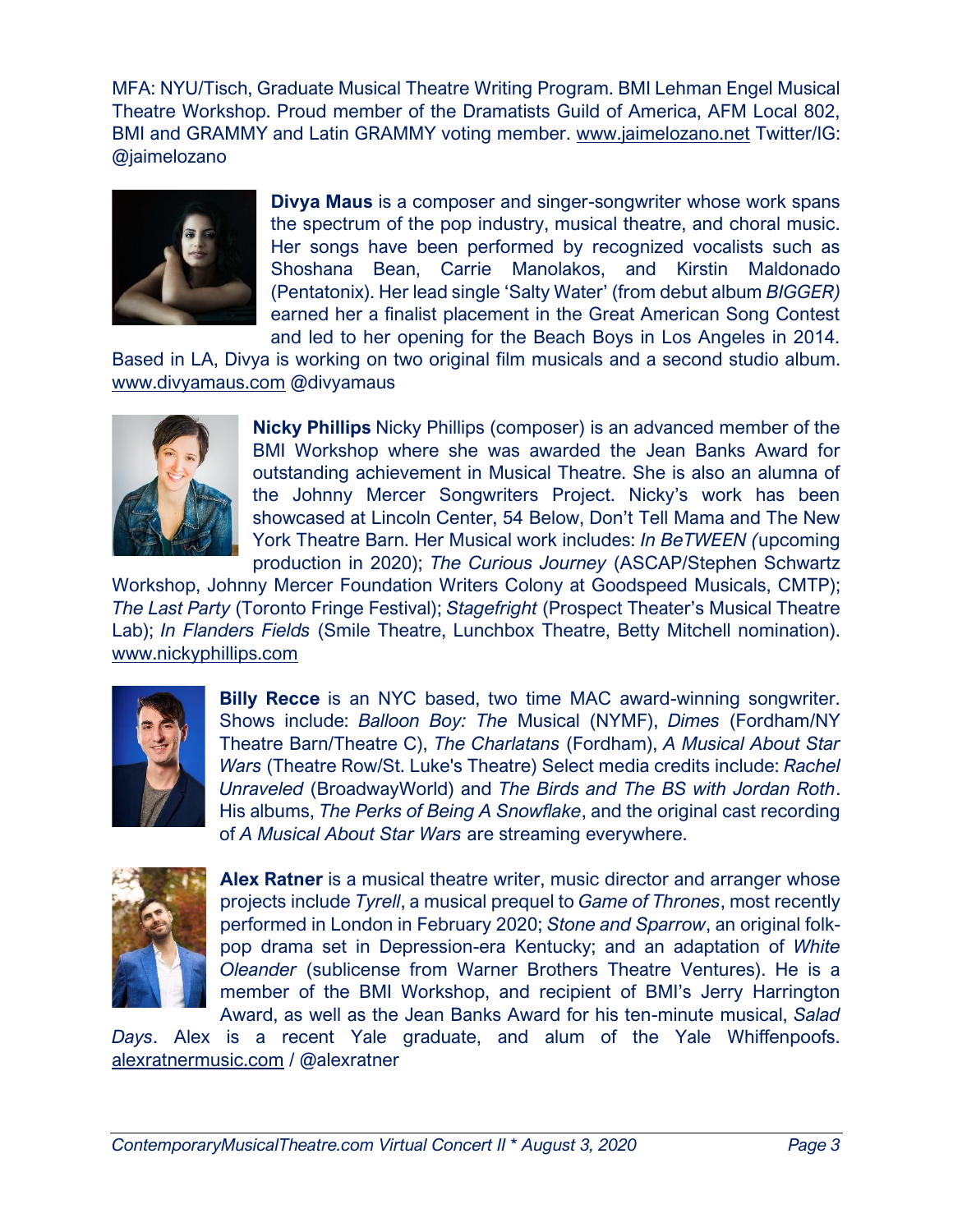MFA: NYU/Tisch, Graduate Musical Theatre Writing Program. BMI Lehman Engel Musical Theatre Workshop. Proud member of the Dramatists Guild of America, AFM Local 802, BMI and GRAMMY and Latin GRAMMY voting member. www.jaimelozano.net Twitter/IG: @jaimelozano

**Divya Maus** is a composer and singer-songwriter whose work spans the spectrum of the pop industry, musical theatre, and choral music. Her songs have been performed by recognized vocalists such as Shoshana Bean, Carrie Manolakos, and Kirstin Maldonado (Pentatonix). Her lead single 'Salty Water' (from debut album *BIGGER)* earned her a finalist placement in the Great American Song Contest and led to her opening for the Beach Boys in Los Angeles in 2014. Based in LA, Divya is working on two original film musicals and a second studio album. www.divyamaus.com @divyamaus

**Nicky Phillips** Nicky Phillips (composer) is an advanced member of the BMI Workshop where she was awarded the Jean Banks Award for outstanding achievement in Musical Theatre. She is also an alumna of the Johnny Mercer Songwriters Project. Nicky's work has been showcased at Lincoln Center, 54 Below, Don't Tell Mama and The New York Theatre Barn. Her Musical work includes: *In BeTWEEN (*upcoming production in 2020); *The Curious Journey* (ASCAP/Stephen Schwartz Workshop, Johnny Mercer Foundation Writers Colony at Goodspeed Musicals, CMTP); *The Last Party* (Toronto Fringe Festival); *Stagefright* (Prospect Theater's Musical Theatre Lab); *In Flanders Fields* (Smile Theatre, Lunchbox Theatre, Betty Mitchell nomination). www.nickyphillips.com

**Billy Recce** is an NYC based, two time MAC award-winning songwriter. Shows include: *Balloon Boy: The* Musical (NYMF), *Dimes* (Fordham/NY Theatre Barn/Theatre C), *The Charlatans* (Fordham), *A Musical About Star Wars* (Theatre Row/St. Luke's Theatre) Select media credits include: *Rachel Unraveled* (BroadwayWorld) and *The Birds and The BS with Jordan Roth*. His albums, *The Perks of Being A Snowflake*, and the original cast recording of *A Musical About Star Wars* are streaming everywhere.

**Alex Ratner** is a musical theatre writer, music director and arranger whose projects include *Tyrell*, a musical prequel to *Game of Thrones*, most recently performed in London in February 2020; *Stone and Sparrow*, an original folk-pop drama set in Depression-era Kentucky; and an adaptation of *White Oleander* (sublicense from Warner Brothers Theatre Ventures). He is a member of the BMI Workshop, and recipient of BMI's Jerry Harrington Award, as well as the Jean Banks Award for his ten-minute musical, *Salad Days*. Alex is a recent Yale graduate, and alum of the Yale Whiffenpoofs. alexratnermusic.com / @alexratner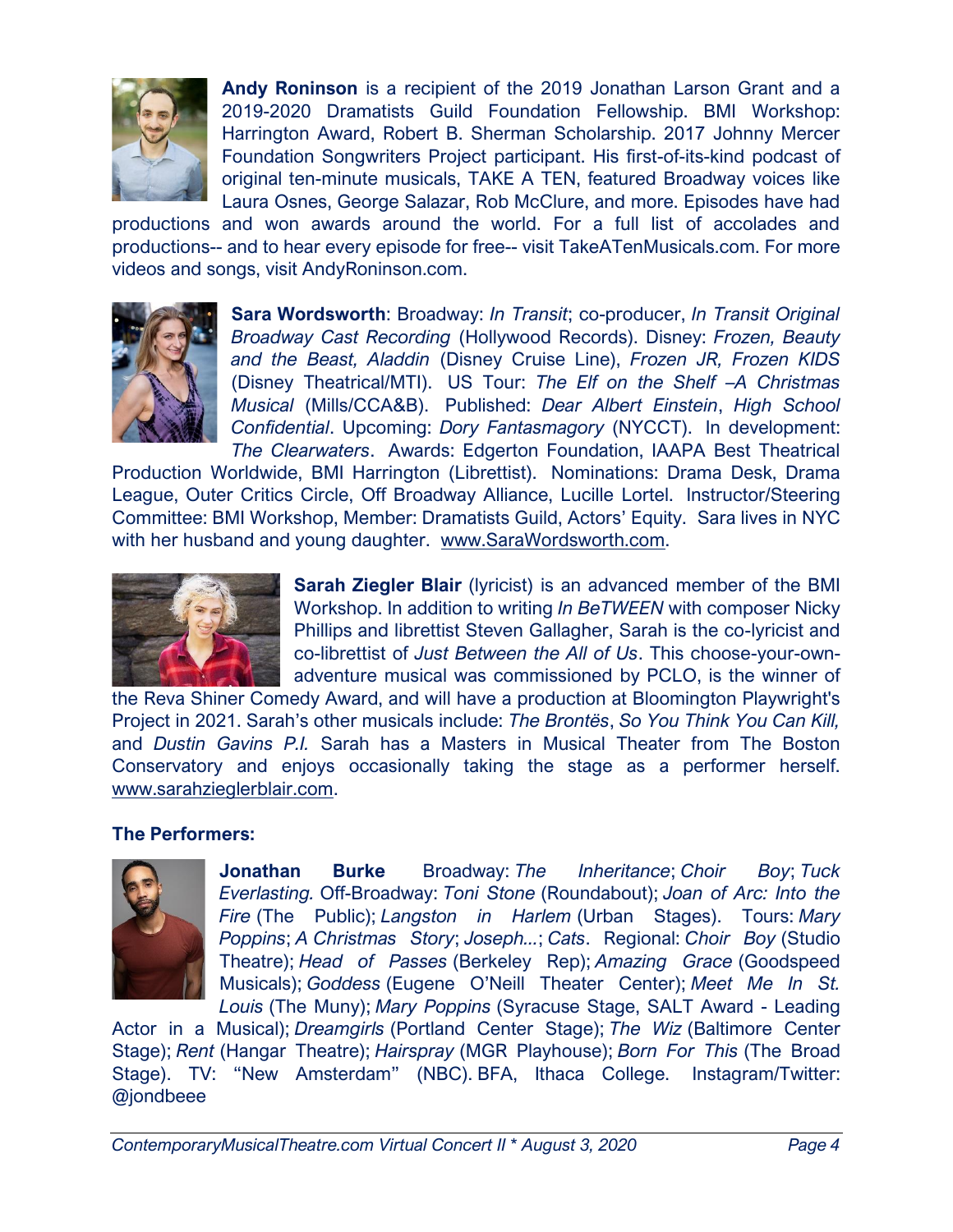**Andy Roninson** is a recipient of the 2019 Jonathan Larson Grant and a 2019-2020 Dramatists Guild Foundation Fellowship. BMI Workshop: Harrington Award, Robert B. Sherman Scholarship. 2017 Johnny Mercer Foundation Songwriters Project participant. His first-of-its-kind podcast of original ten-minute musicals, TAKE A TEN, featured Broadway voices like Laura Osnes, George Salazar, Rob McClure, and more. Episodes have had productions and won awards around the world. For a full list of accolades and productions-- and to hear every episode for free-- visit TakeATenMusicals.com. For more videos and songs, visit AndyRoninson.com.

**Sara Wordsworth**: Broadway: *In Transit*; co-producer, *In Transit Original Broadway Cast Recording* (Hollywood Records). Disney: *Frozen, Beauty and the Beast, Aladdin* (Disney Cruise Line), *Frozen JR, Frozen KIDS* (Disney Theatrical/MTI). US Tour: *The Elf on the Shelf –A Christmas Musical* (Mills/CCA&B). Published: *Dear Albert Einstein*, *High School Confidential*. Upcoming: *Dory Fantasmagory* (NYCCT). In development: *The Clearwaters*. Awards: Edgerton Foundation, IAAPA Best Theatrical Production Worldwide, BMI Harrington (Librettist). Nominations: Drama Desk, Drama League, Outer Critics Circle, Off Broadway Alliance, Lucille Lortel. Instructor/Steering Committee: BMI Workshop, Member: Dramatists Guild, Actors' Equity. Sara lives in NYC with her husband and young daughter. www.SaraWordsworth.com.

**Sarah Ziegler Blair** (lyricist) is an advanced member of the BMI Workshop. In addition to writing *In BeTWEEN* with composer Nicky Phillips and librettist Steven Gallagher, Sarah is the co-lyricist and co-librettist of *Just Between the All of Us*. This choose-your-own-adventure musical was commissioned by PCLO, is the winner of the Reva Shiner Comedy Award, and will have a production at Bloomington Playwright's Project in 2021. Sarah's other musicals include: *The Brontës*, *So You Think You Can Kill,* and *Dustin Gavins P.I.* Sarah has a Masters in Musical Theater from The Boston Conservatory and enjoys occasionally taking the stage as a performer herself. www.sarahzieglerblair.com.

**The Performers:**

**Jonathan Burke** Broadway: *The Inheritance*; *Choir Boy*; *Tuck Everlasting.* Off-Broadway: *Toni Stone* (Roundabout); *Joan of Arc: Into the Fire* (The Public); *Langston in Harlem* (Urban Stages). Tours: *Mary Poppins*; *A Christmas Story*; *Joseph...*; *Cats*. Regional: *Choir Boy* (Studio Theatre); *Head of Passes* (Berkeley Rep); *Amazing Grace* (Goodspeed Musicals); *Goddess* (Eugene O'Neill Theater Center); *Meet Me In St. Louis* (The Muny); *Mary Poppins* (Syracuse Stage, SALT Award - Leading Actor in a Musical); *Dreamgirls* (Portland Center Stage); *The Wiz* (Baltimore Center Stage); *Rent* (Hangar Theatre); *Hairspray* (MGR Playhouse); *Born For This* (The Broad Stage). TV: "New Amsterdam" (NBC). BFA, Ithaca College. Instagram/Twitter: @jondbeee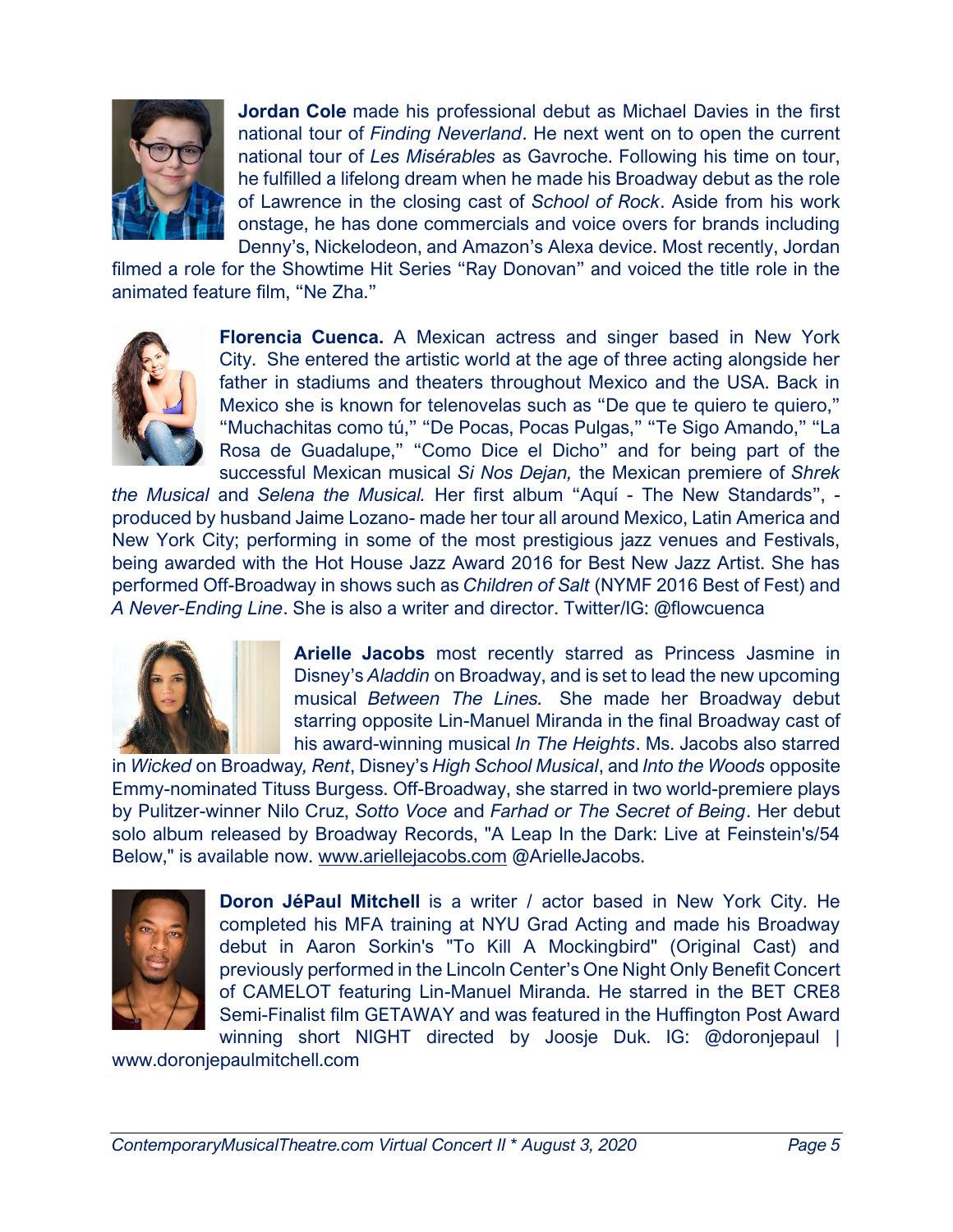**Jordan Cole** made his professional debut as Michael Davies in the first national tour of *Finding Neverland*. He next went on to open the current national tour of *Les Misérables* as Gavroche. Following his time on tour, he fulfilled a lifelong dream when he made his Broadway debut as the role of Lawrence in the closing cast of *School of Rock*. Aside from his work onstage, he has done commercials and voice overs for brands including Denny's, Nickelodeon, and Amazon's Alexa device. Most recently, Jordan filmed a role for the Showtime Hit Series "Ray Donovan" and voiced the title role in the animated feature film, "Ne Zha."

**Florencia Cuenca.** A Mexican actress and singer based in New York City. She entered the artistic world at the age of three acting alongside her father in stadiums and theaters throughout Mexico and the USA. Back in Mexico she is known for telenovelas such as "De que te quiero te quiero," "Muchachitas como tú," "De Pocas, Pocas Pulgas," "Te Sigo Amando," "La Rosa de Guadalupe," "Como Dice el Dicho" and for being part of the successful Mexican musical *Si Nos Dejan,* the Mexican premiere of *Shrek the Musical* and *Selena the Musical.* Her first album "Aquí - The New Standards", - produced by husband Jaime Lozano- made her tour all around Mexico, Latin America and New York City; performing in some of the most prestigious jazz venues and Festivals, being awarded with the Hot House Jazz Award 2016 for Best New Jazz Artist. She has performed Off-Broadway in shows such as *Children of Salt* (NYMF 2016 Best of Fest) and *A Never-Ending Line*. She is also a writer and director. Twitter/IG: @flowcuenca

**Arielle Jacobs** most recently starred as Princess Jasmine in Disney's *Aladdin* on Broadway, and is set to lead the new upcoming musical *Between The Lines.* She made her Broadway debut starring opposite Lin-Manuel Miranda in the final Broadway cast of his award-winning musical *In The Heights*. Ms. Jacobs also starred in *Wicked* on Broadway*, Rent*, Disney's *High School Musical*, and *Into the Woods* opposite Emmy-nominated Tituss Burgess. Off-Broadway, she starred in two world-premiere plays by Pulitzer-winner Nilo Cruz, *Sotto Voce* and *Farhad or The Secret of Being*. Her debut solo album released by Broadway Records, "A Leap In the Dark: Live at Feinstein's/54 Below," is available now. www.ariellejacobs.com @ArielleJacobs.

**Doron JéPaul Mitchell** is a writer / actor based in New York City. He completed his MFA training at NYU Grad Acting and made his Broadway debut in Aaron Sorkin's "To Kill A Mockingbird" (Original Cast) and previously performed in the Lincoln Center's One Night Only Benefit Concert of CAMELOT featuring Lin-Manuel Miranda. He starred in the BET CRE8 Semi-Finalist film GETAWAY and was featured in the Huffington Post Award winning short NIGHT directed by Joosje Duk. IG: @doronjepaul | www.doronjepaulmitchell.com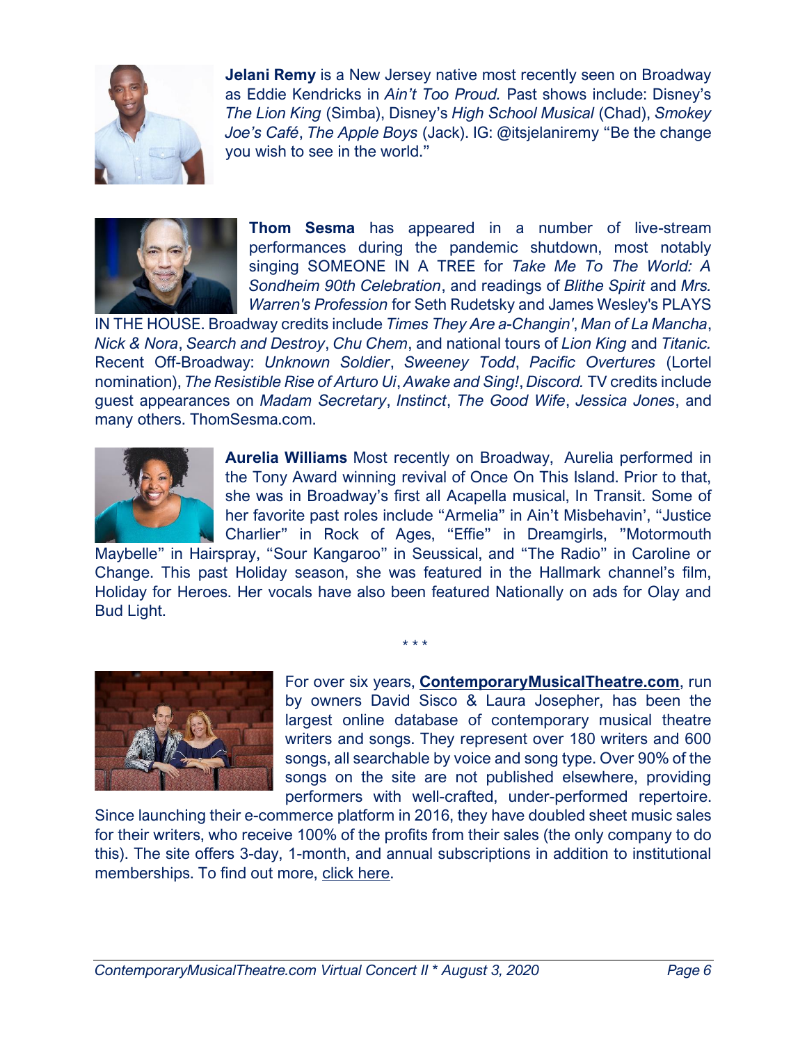**Jelani Remy** is a New Jersey native most recently seen on Broadway as Eddie Kendricks in *Ain't Too Proud.* Past shows include: Disney's *The Lion King* (Simba), Disney's *High School Musical* (Chad), *Smokey Joe's Café*, *The Apple Boys* (Jack). IG: @itsjelaniremy "Be the change you wish to see in the world."

**Thom Sesma** has appeared in a number of live-stream performances during the pandemic shutdown, most notably singing SOMEONE IN A TREE for *Take Me To The World: A Sondheim 90th Celebration*, and readings of *Blithe Spirit* and *Mrs. Warren's Profession* for Seth Rudetsky and James Wesley's PLAYS IN THE HOUSE. Broadway credits include *Times They Are a-Changin'*, *Man of La Mancha*, *Nick & Nora*, *Search and Destroy*, *Chu Chem*, and national tours of *Lion King* and *Titanic.* Recent Off-Broadway: *Unknown Soldier*, *Sweeney Todd*, *Pacific Overtures* (Lortel nomination), *The Resistible Rise of Arturo Ui*, *Awake and Sing!*, *Discord.* TV credits include guest appearances on *Madam Secretary*, *Instinct*, *The Good Wife*, *Jessica Jones*, and many others. ThomSesma.com.

**Aurelia Williams** Most recently on Broadway, Aurelia performed in the Tony Award winning revival of Once On This Island. Prior to that, she was in Broadway's first all Acapella musical, In Transit. Some of her favorite past roles include "Armelia" in Ain't Misbehavin', "Justice Charlier" in Rock of Ages, "Effie" in Dreamgirls, "Motormouth Maybelle" in Hairspray, "Sour Kangaroo" in Seussical, and "The Radio" in Caroline or Change. This past Holiday season, she was featured in the Hallmark channel's film, Holiday for Heroes. Her vocals have also been featured Nationally on ads for Olay and Bud Light.

\* \* \*

For over six years, **ContemporaryMusicalTheatre.com**, run by owners David Sisco & Laura Josepher, has been the largest online database of contemporary musical theatre writers and songs. They represent over 180 writers and 600 songs, all searchable by voice and song type. Over 90% of the songs on the site are not published elsewhere, providing performers with well-crafted, under-performed repertoire. Since launching their e-commerce platform in 2016, they have doubled sheet music sales for their writers, who receive 100% of the profits from their sales (the only company to do this). The site offers 3-day, 1-month, and annual subscriptions in addition to institutional memberships. To find out more, click here.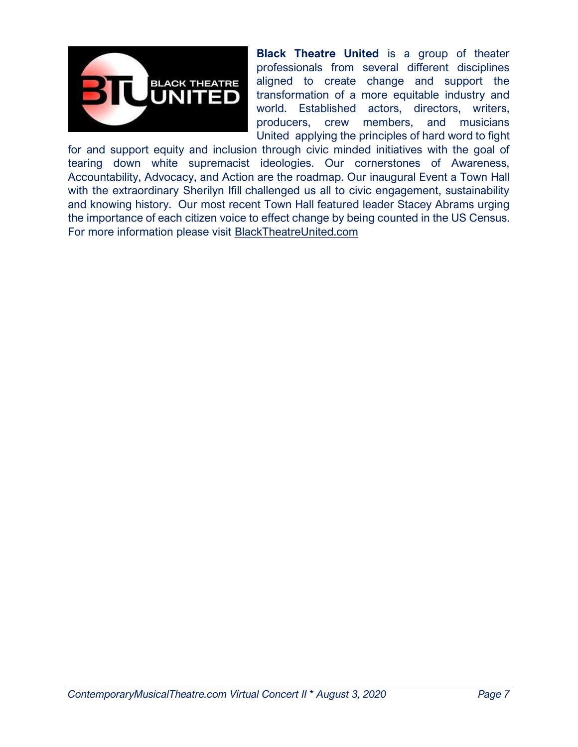**Black Theatre United** is a group of theater professionals from several different disciplines aligned to create change and support the transformation of a more equitable industry and world. Established actors, directors, writers, producers, crew members, and musicians United applying the principles of hard word to fight for and support equity and inclusion through civic minded initiatives with the goal of tearing down white supremacist ideologies. Our cornerstones of Awareness, Accountability, Advocacy, and Action are the roadmap. Our inaugural Event a Town Hall with the extraordinary Sherilyn Ifill challenged us all to civic engagement, sustainability and knowing history. Our most recent Town Hall featured leader Stacey Abrams urging the importance of each citizen voice to effect change by being counted in the US Census. For more information please visit BlackTheatreUnited.com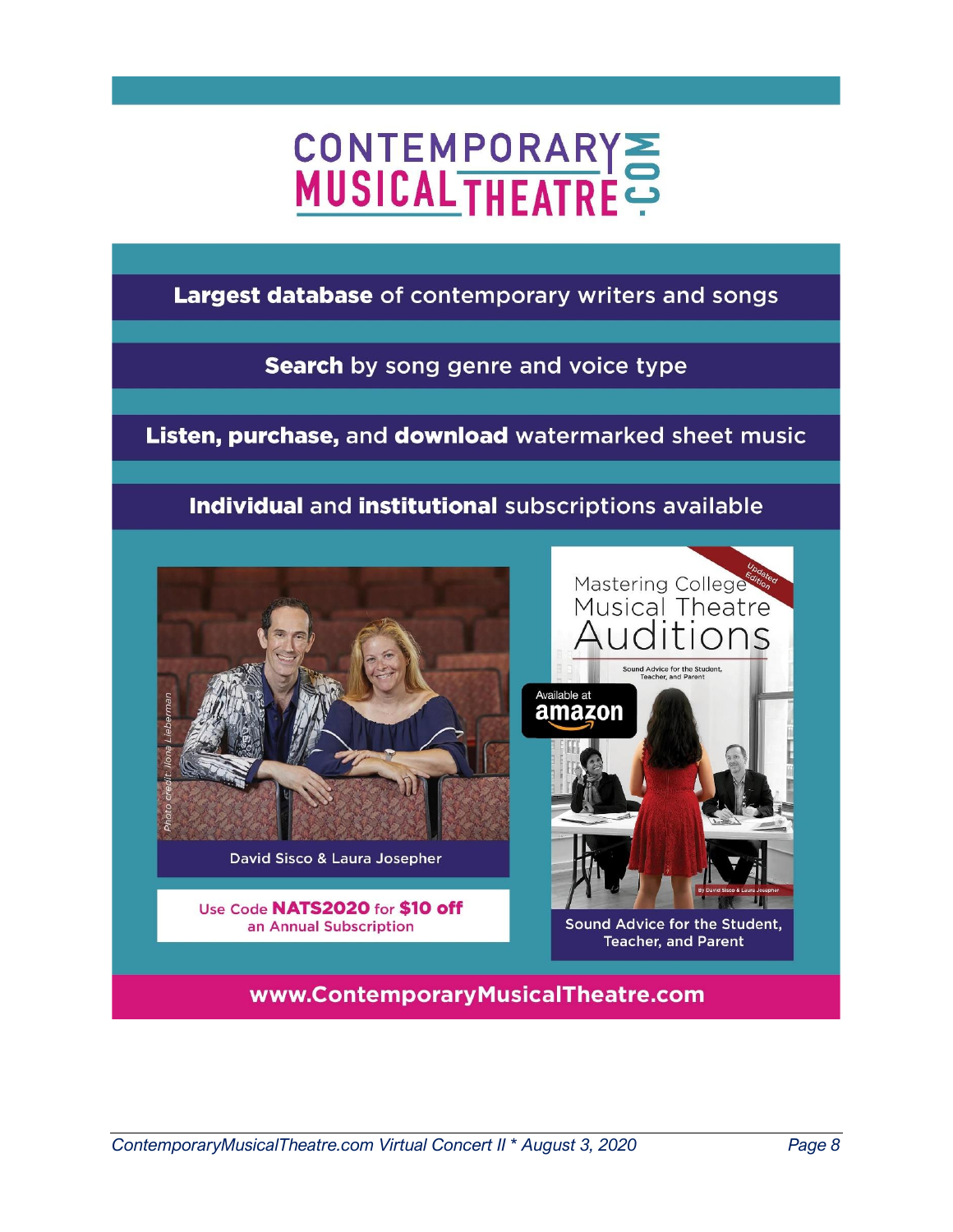# CONTEMPORARY MUSICAL THEATRE .COM

**Largest database** of contemporary writers and songs

**Search** by song genre and voice type

**Listen, purchase,** and **download** watermarked sheet music

**Individual** and **institutional** subscriptions available

*Photo credit: Ilona Lieberman*

David Sisco & Laura Josepher

Use Code **NATS2020** for **$10 off** an Annual Subscription

Mastering College Musical Theatre Auditions

Updated Edition

Available at amazon

Sound Advice for the Student, Teacher, and Parent

**www.ContemporaryMusicalTheatre.com**